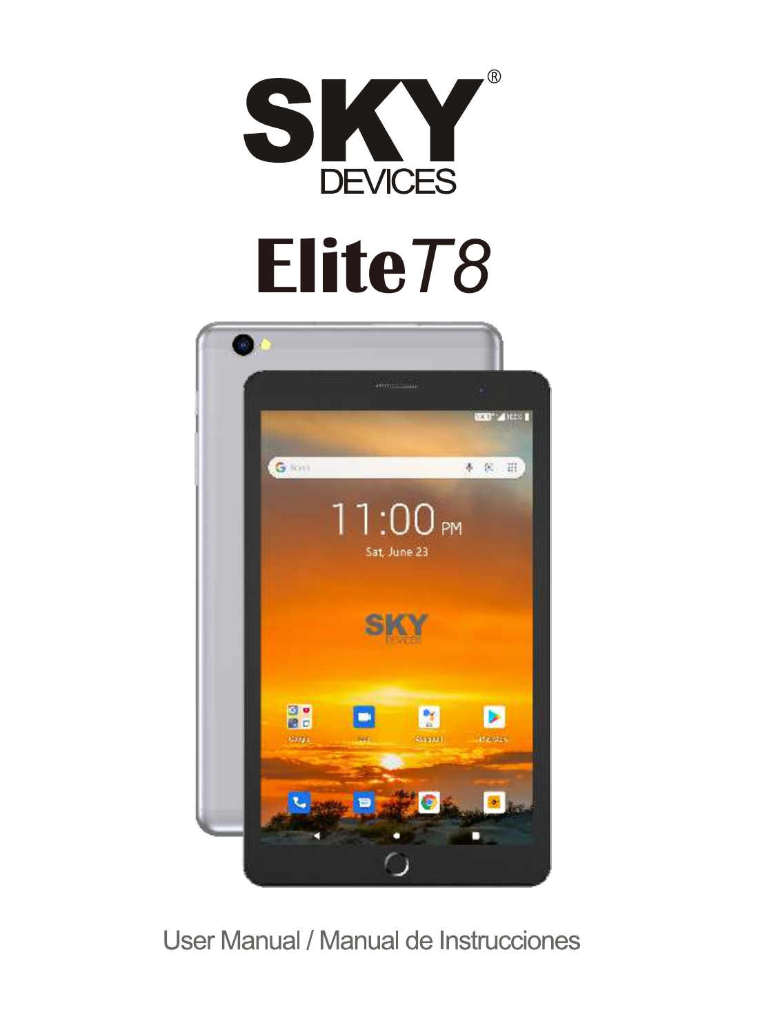# SKY® DEVICES

# EliteT8

User Manual / Manual de Instrucciones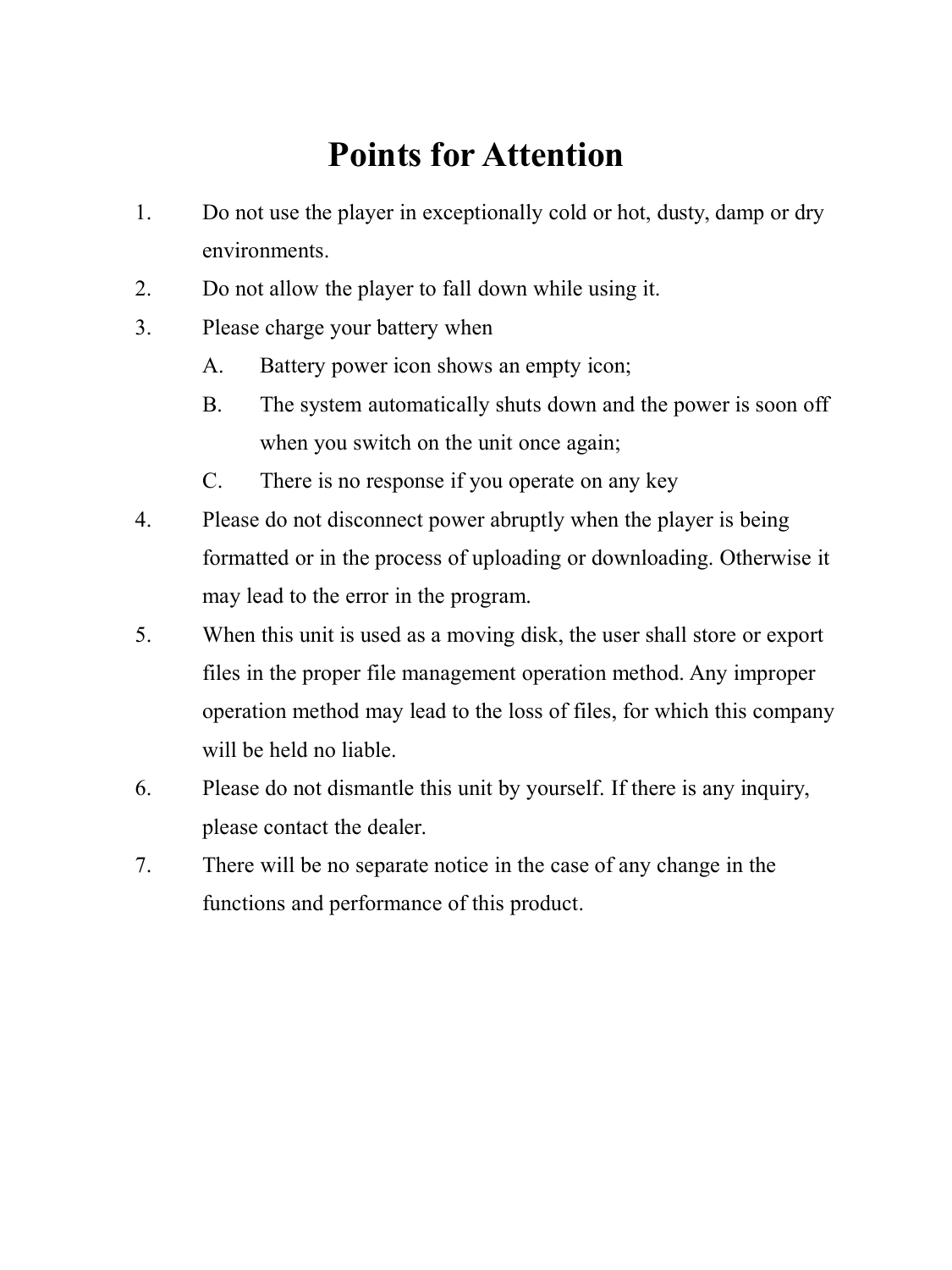# Points for Attention

1. Do not use the player in exceptionally cold or hot, dusty, damp or dry environments.
2. Do not allow the player to fall down while using it.
3. Please charge your battery when
   A. Battery power icon shows an empty icon;
   B. The system automatically shuts down and the power is soon off when you switch on the unit once again;
   C. There is no response if you operate on any key
4. Please do not disconnect power abruptly when the player is being formatted or in the process of uploading or downloading. Otherwise it may lead to the error in the program.
5. When this unit is used as a moving disk, the user shall store or export files in the proper file management operation method. Any improper operation method may lead to the loss of files, for which this company will be held no liable.
6. Please do not dismantle this unit by yourself. If there is any inquiry, please contact the dealer.
7. There will be no separate notice in the case of any change in the functions and performance of this product.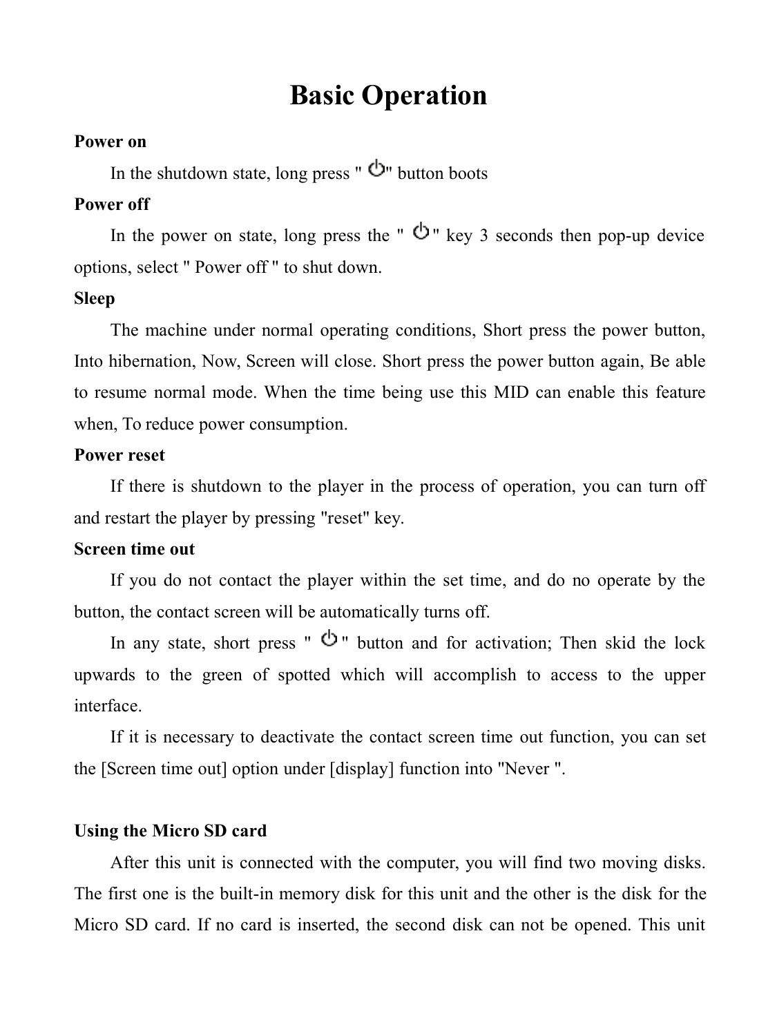# Basic Operation

**Power on**

In the shutdown state, long press " ⏻" button boots

**Power off**

In the power on state, long press the " ⏻ " key 3 seconds then pop-up device options, select " Power off " to shut down.

**Sleep**

The machine under normal operating conditions, Short press the power button, Into hibernation, Now, Screen will close. Short press the power button again, Be able to resume normal mode. When the time being use this MID can enable this feature when, To reduce power consumption.

**Power reset**

If there is shutdown to the player in the process of operation, you can turn off and restart the player by pressing "reset" key.

**Screen time out**

If you do not contact the player within the set time, and do no operate by the button, the contact screen will be automatically turns off.

In any state, short press " ⏻ " button and for activation; Then skid the lock upwards to the green of spotted which will accomplish to access to the upper interface.

If it is necessary to deactivate the contact screen time out function, you can set the [Screen time out] option under [display] function into "Never ".

**Using the Micro SD card**

After this unit is connected with the computer, you will find two moving disks. The first one is the built-in memory disk for this unit and the other is the disk for the Micro SD card. If no card is inserted, the second disk can not be opened. This unit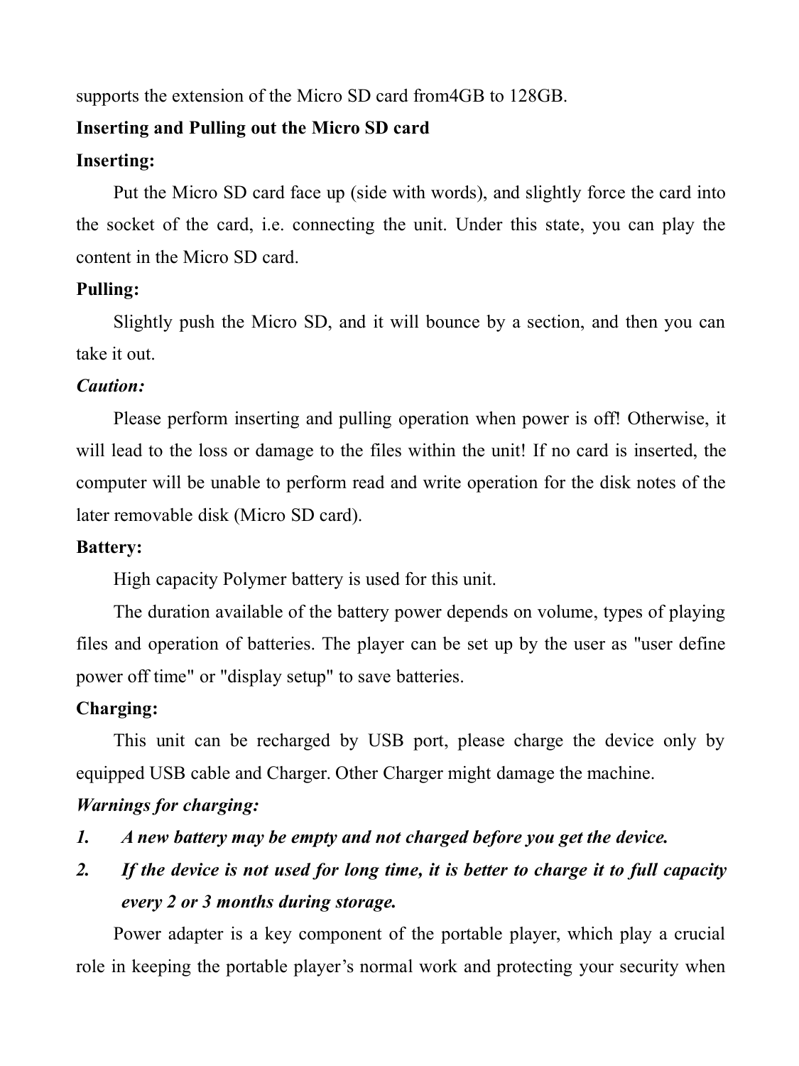supports the extension of the Micro SD card from4GB to 128GB.

**Inserting and Pulling out the Micro SD card**

**Inserting:**

Put the Micro SD card face up (side with words), and slightly force the card into the socket of the card, i.e. connecting the unit. Under this state, you can play the content in the Micro SD card.

**Pulling:**

Slightly push the Micro SD, and it will bounce by a section, and then you can take it out.

***Caution:***

Please perform inserting and pulling operation when power is off! Otherwise, it will lead to the loss or damage to the files within the unit! If no card is inserted, the computer will be unable to perform read and write operation for the disk notes of the later removable disk (Micro SD card).

**Battery:**

High capacity Polymer battery is used for this unit.

The duration available of the battery power depends on volume, types of playing files and operation of batteries. The player can be set up by the user as "user define power off time" or "display setup" to save batteries.

**Charging:**

This unit can be recharged by USB port, please charge the device only by equipped USB cable and Charger. Other Charger might damage the machine.

***Warnings for charging:***

1. ***A new battery may be empty and not charged before you get the device.***
2. ***If the device is not used for long time, it is better to charge it to full capacity every 2 or 3 months during storage.***

Power adapter is a key component of the portable player, which play a crucial role in keeping the portable player's normal work and protecting your security when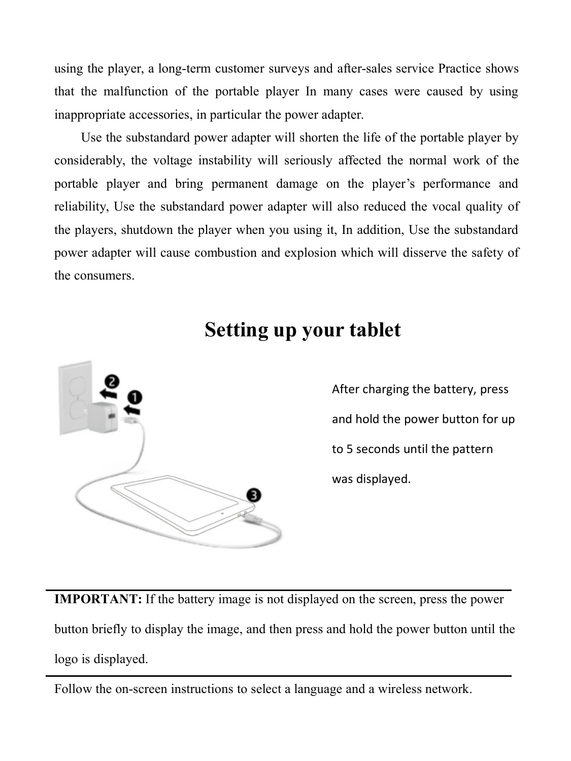using the player, a long-term customer surveys and after-sales service Practice shows that the malfunction of the portable player In many cases were caused by using inappropriate accessories, in particular the power adapter.

Use the substandard power adapter will shorten the life of the portable player by considerably, the voltage instability will seriously affected the normal work of the portable player and bring permanent damage on the player's performance and reliability, Use the substandard power adapter will also reduced the vocal quality of the players, shutdown the player when you using it, In addition, Use the substandard power adapter will cause combustion and explosion which will disserve the safety of the consumers.

# Setting up your tablet

After charging the battery, press and hold the power button for up to 5 seconds until the pattern was displayed.

---

**IMPORTANT:** If the battery image is not displayed on the screen, press the power button briefly to display the image, and then press and hold the power button until the logo is displayed.

---

Follow the on-screen instructions to select a language and a wireless network.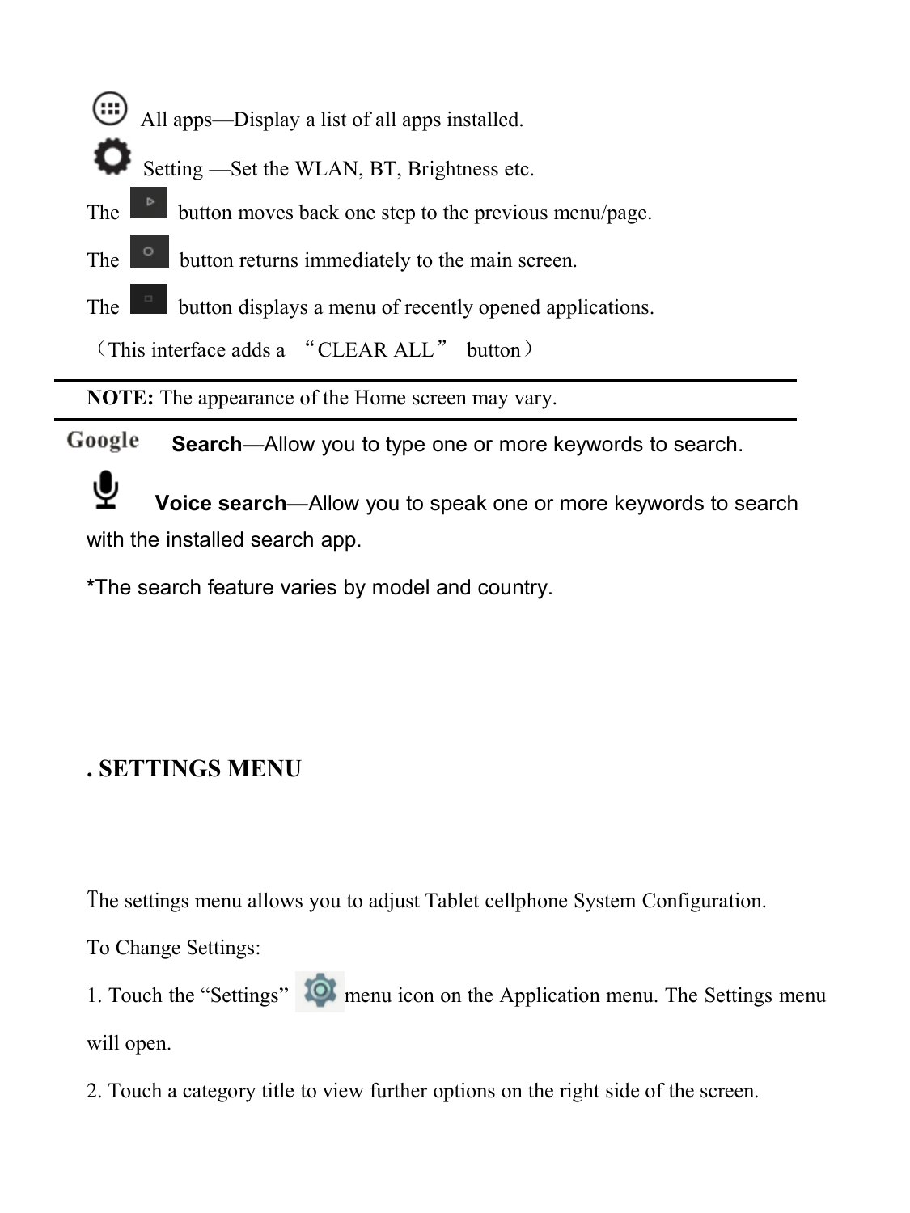All apps—Display a list of all apps installed.

Setting —Set the WLAN, BT, Brightness etc.

The button moves back one step to the previous menu/page.

The button returns immediately to the main screen.

The button displays a menu of recently opened applications.

（This interface adds a “CLEAR ALL” button）

---

**NOTE:** The appearance of the Home screen may vary.

---

Google **Search**—Allow you to type one or more keywords to search.

**Voice search**—Allow you to speak one or more keywords to search with the installed search app.

*The search feature varies by model and country.

## . SETTINGS MENU

The settings menu allows you to adjust Tablet cellphone System Configuration.

To Change Settings:

1. Touch the “Settings” menu icon on the Application menu. The Settings menu will open.
2. Touch a category title to view further options on the right side of the screen.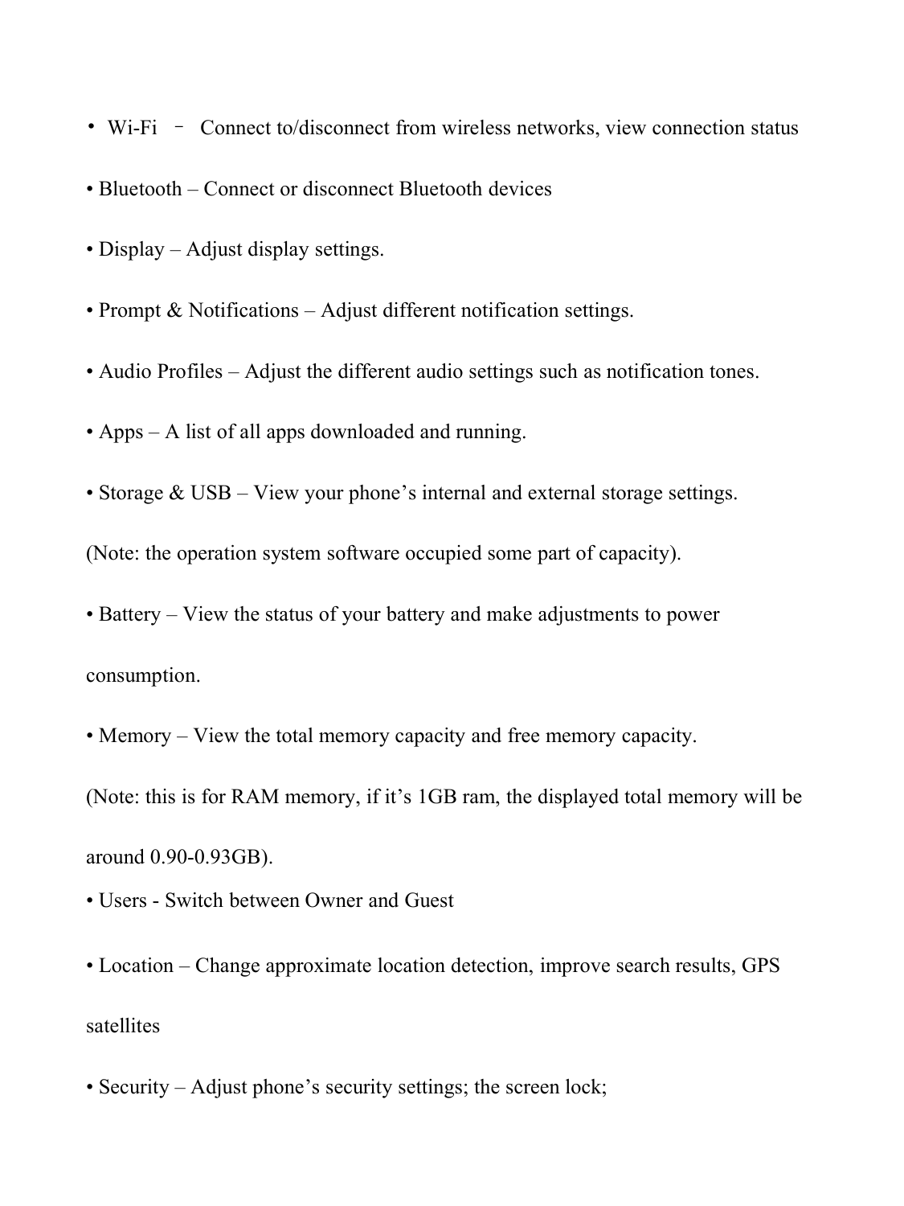- Wi-Fi – Connect to/disconnect from wireless networks, view connection status
- Bluetooth – Connect or disconnect Bluetooth devices
- Display – Adjust display settings.
- Prompt & Notifications – Adjust different notification settings.
- Audio Profiles – Adjust the different audio settings such as notification tones.
- Apps – A list of all apps downloaded and running.
- Storage & USB – View your phone's internal and external storage settings.

(Note: the operation system software occupied some part of capacity).

- Battery – View the status of your battery and make adjustments to power consumption.
- Memory – View the total memory capacity and free memory capacity.

(Note: this is for RAM memory, if it's 1GB ram, the displayed total memory will be around 0.90-0.93GB).

- Users - Switch between Owner and Guest
- Location – Change approximate location detection, improve search results, GPS satellites
- Security – Adjust phone's security settings; the screen lock;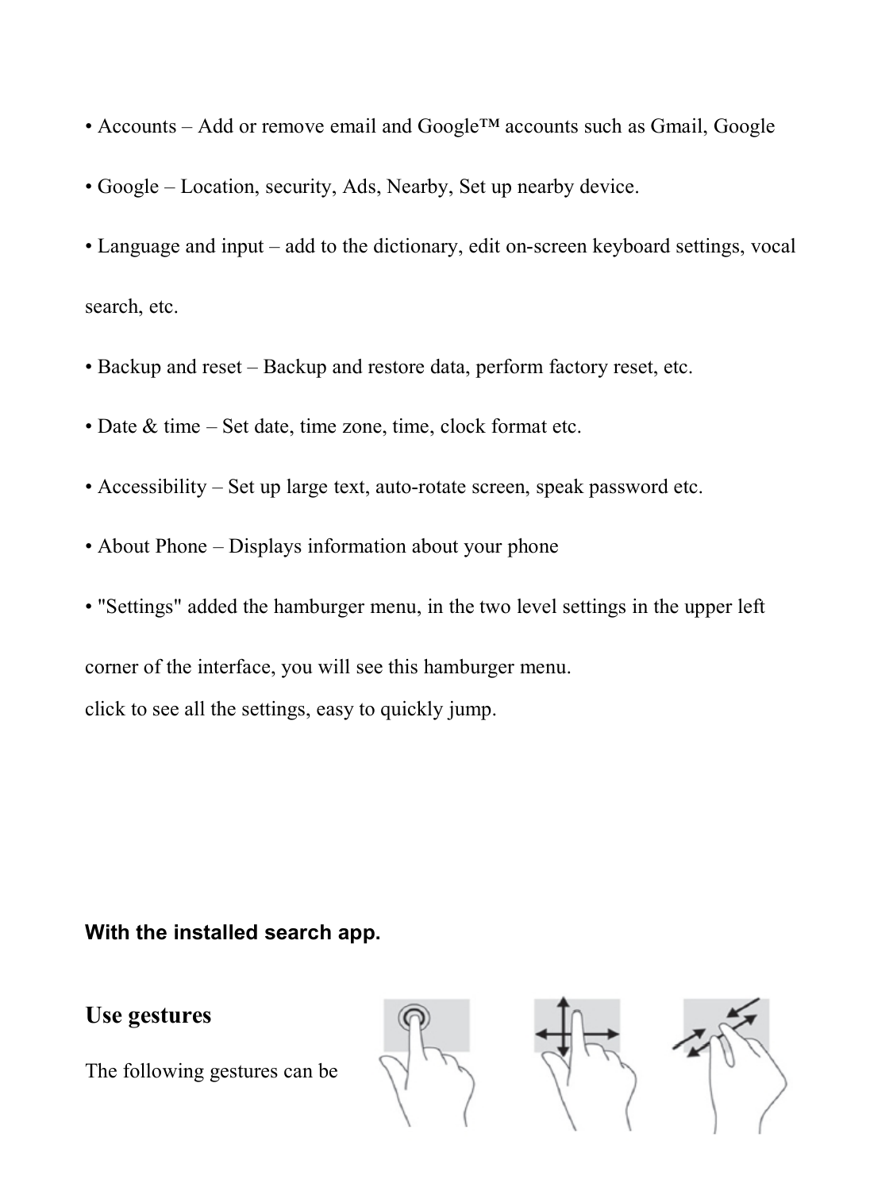• Accounts – Add or remove email and Google™ accounts such as Gmail, Google

• Google – Location, security, Ads, Nearby, Set up nearby device.

• Language and input – add to the dictionary, edit on-screen keyboard settings, vocal search, etc.

• Backup and reset – Backup and restore data, perform factory reset, etc.

• Date & time – Set date, time zone, time, clock format etc.

• Accessibility – Set up large text, auto-rotate screen, speak password etc.

• About Phone – Displays information about your phone

• "Settings" added the hamburger menu, in the two level settings in the upper left corner of the interface, you will see this hamburger menu.
click to see all the settings, easy to quickly jump.

**With the installed search app.**

## Use gestures

The following gestures can be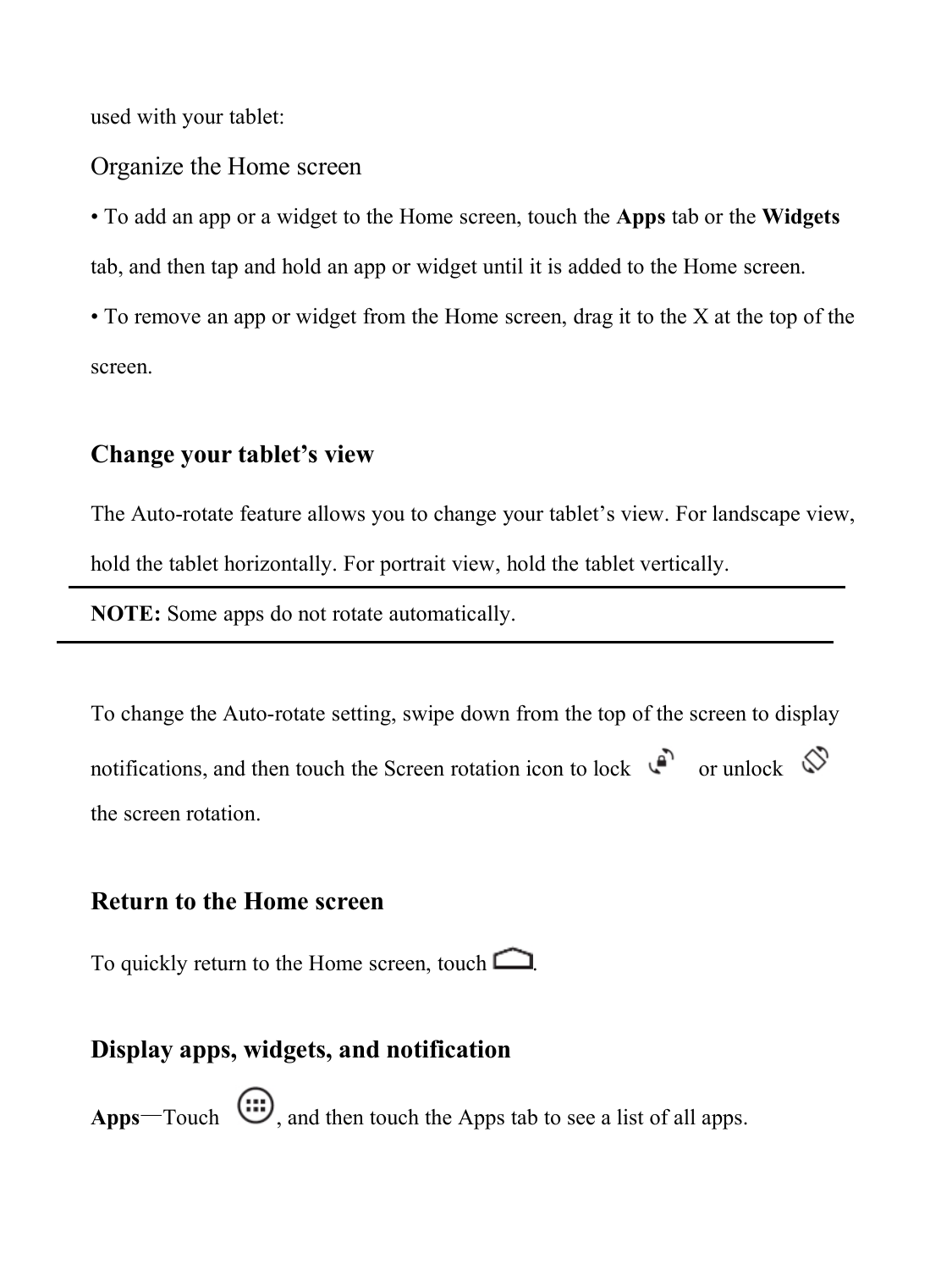used with your tablet:

## Organize the Home screen

• To add an app or a widget to the Home screen, touch the **Apps** tab or the **Widgets** tab, and then tap and hold an app or widget until it is added to the Home screen.

• To remove an app or widget from the Home screen, drag it to the X at the top of the screen.

## Change your tablet's view

The Auto-rotate feature allows you to change your tablet's view. For landscape view, hold the tablet horizontally. For portrait view, hold the tablet vertically.

---

**NOTE:** Some apps do not rotate automatically.

---

To change the Auto-rotate setting, swipe down from the top of the screen to display notifications, and then touch the Screen rotation icon to lock or unlock the screen rotation.

## Return to the Home screen

To quickly return to the Home screen, touch .

## Display apps, widgets, and notification

**Apps**—Touch , and then touch the Apps tab to see a list of all apps.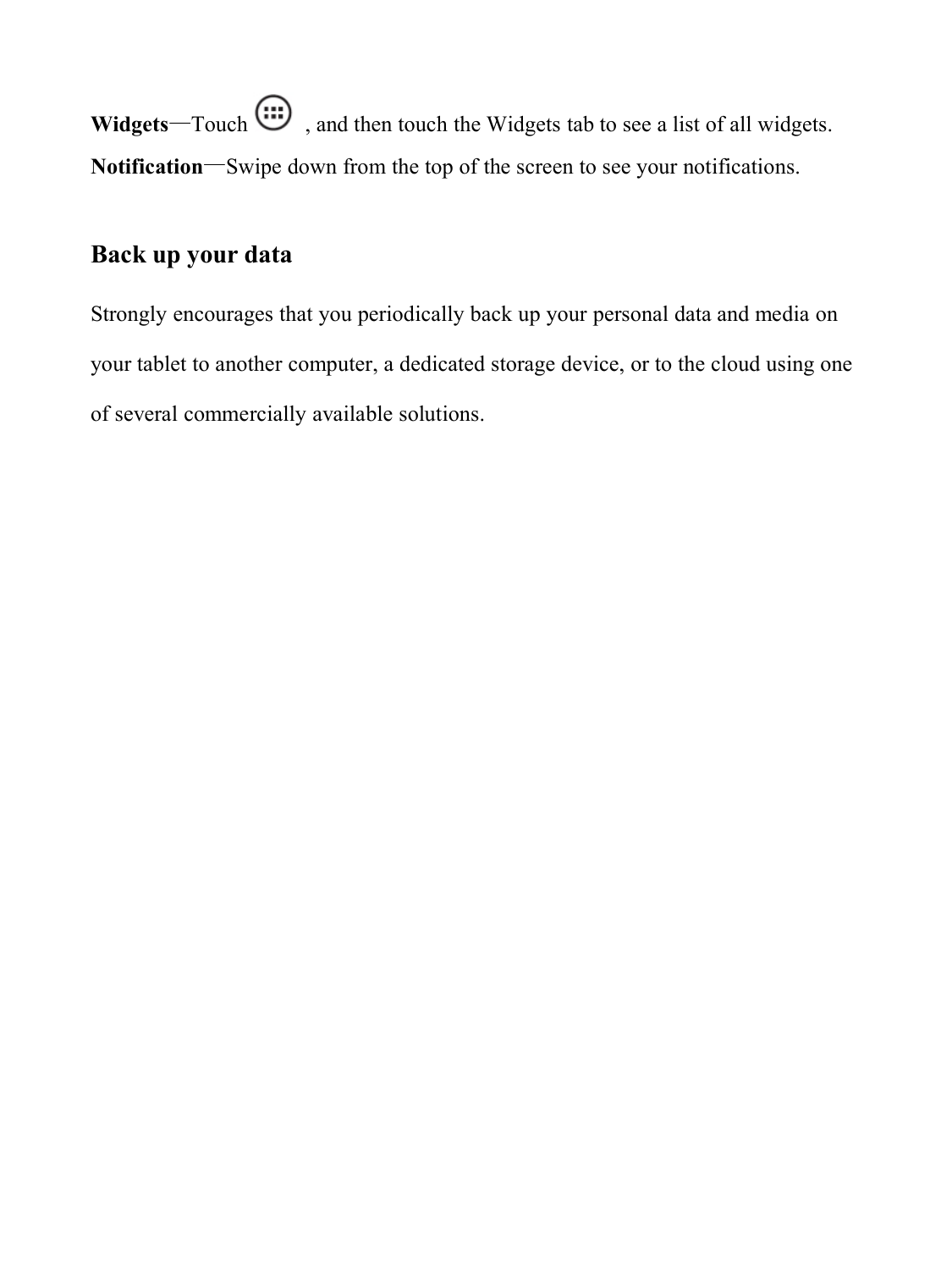**Widgets**—Touch , and then touch the Widgets tab to see a list of all widgets.

**Notification**—Swipe down from the top of the screen to see your notifications.

## Back up your data

Strongly encourages that you periodically back up your personal data and media on your tablet to another computer, a dedicated storage device, or to the cloud using one of several commercially available solutions.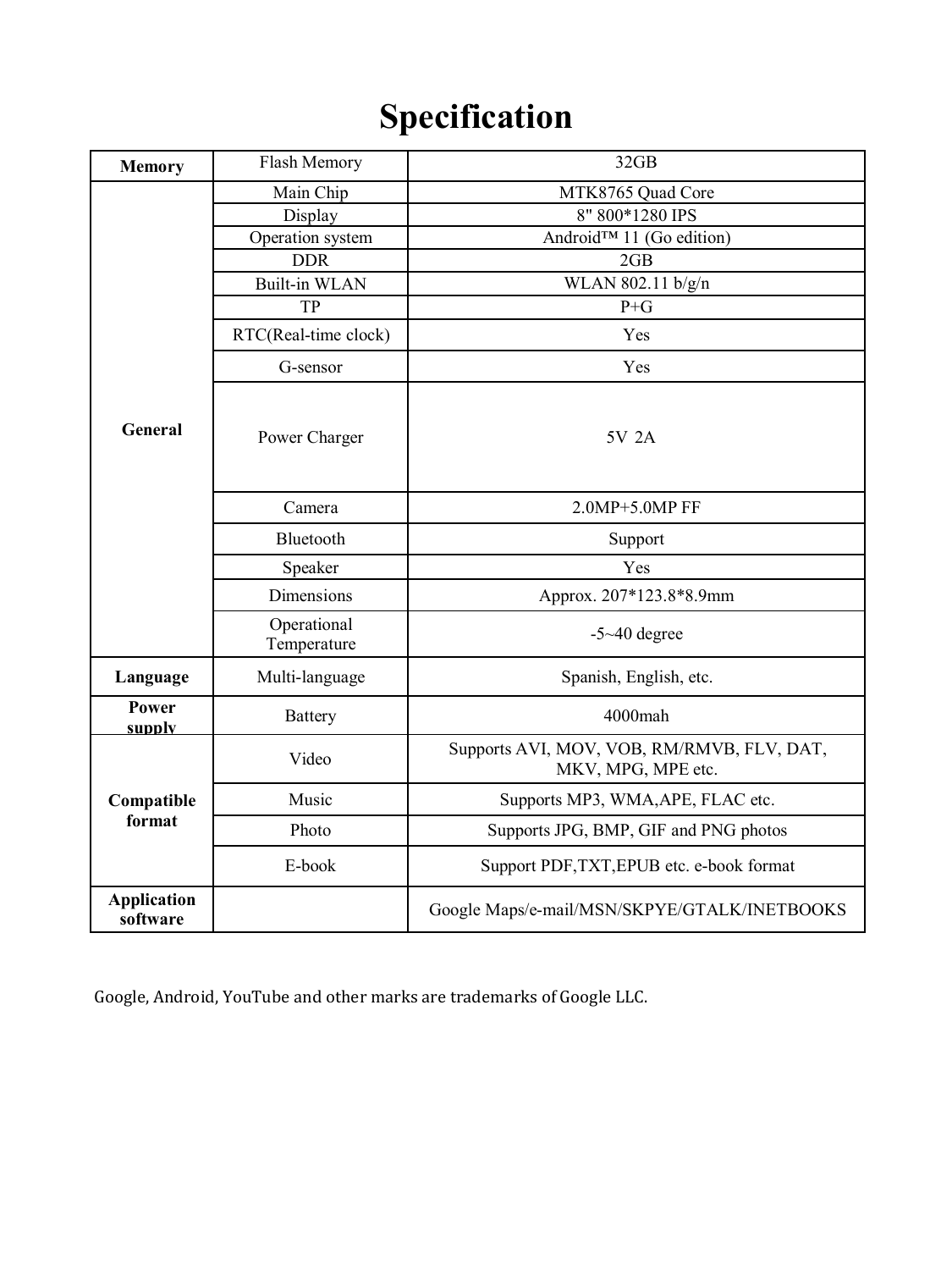# Specification

| | | |
|---|---|---|
| **Memory** | Flash Memory | 32GB |
| **General** | Main Chip | MTK8765 Quad Core |
| | Display | 8" 800*1280 IPS |
| | Operation system | Android™ 11 (Go edition) |
| | DDR | 2GB |
| | Built-in WLAN | WLAN 802.11 b/g/n |
| | TP | P+G |
| | RTC(Real-time clock) | Yes |
| | G-sensor | Yes |
| | Power Charger | 5V 2A |
| | Camera | 2.0MP+5.0MP FF |
| | Bluetooth | Support |
| | Speaker | Yes |
| | Dimensions | Approx. 207*123.8*8.9mm |
| | Operational Temperature | -5~40 degree |
| **Language** | Multi-language | Spanish, English, etc. |
| **Power supply** | Battery | 4000mah |
| **Compatible format** | Video | Supports AVI, MOV, VOB, RM/RMVB, FLV, DAT, MKV, MPG, MPE etc. |
| | Music | Supports MP3, WMA,APE, FLAC etc. |
| | Photo | Supports JPG, BMP, GIF and PNG photos |
| | E-book | Support PDF,TXT,EPUB etc. e-book format |
| **Application software** | | Google Maps/e-mail/MSN/SKPYE/GTALK/INETBOOKS |

Google, Android, YouTube and other marks are trademarks of Google LLC.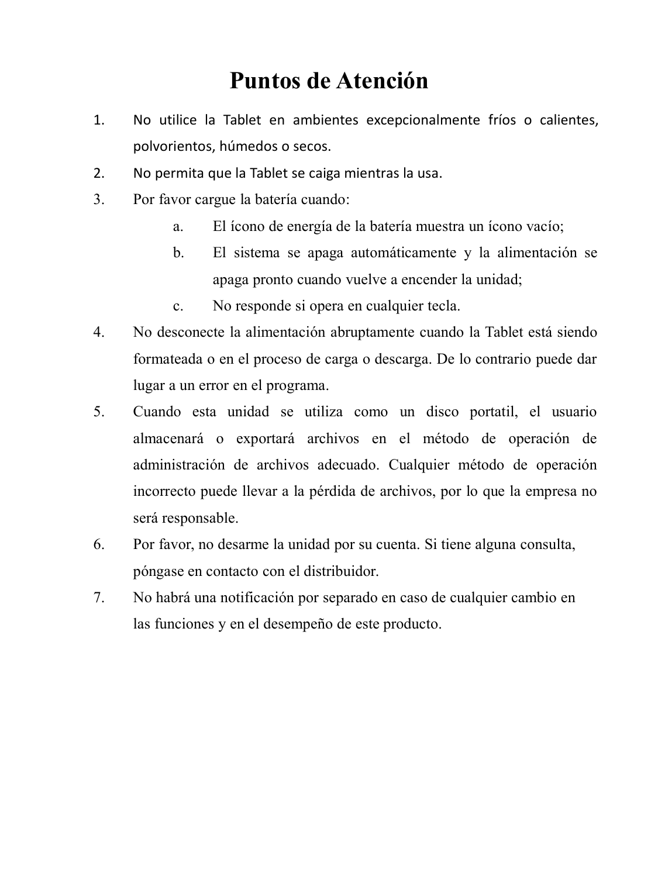# Puntos de Atención

1. No utilice la Tablet en ambientes excepcionalmente fríos o calientes, polvorientos, húmedos o secos.
2. No permita que la Tablet se caiga mientras la usa.
3. Por favor cargue la batería cuando:
   a. El ícono de energía de la batería muestra un ícono vacío;
   b. El sistema se apaga automáticamente y la alimentación se apaga pronto cuando vuelve a encender la unidad;
   c. No responde si opera en cualquier tecla.
4. No desconecte la alimentación abruptamente cuando la Tablet está siendo formateada o en el proceso de carga o descarga. De lo contrario puede dar lugar a un error en el programa.
5. Cuando esta unidad se utiliza como un disco portatil, el usuario almacenará o exportará archivos en el método de operación de administración de archivos adecuado. Cualquier método de operación incorrecto puede llevar a la pérdida de archivos, por lo que la empresa no será responsable.
6. Por favor, no desarme la unidad por su cuenta. Si tiene alguna consulta, póngase en contacto con el distribuidor.
7. No habrá una notificación por separado en caso de cualquier cambio en las funciones y en el desempeño de este producto.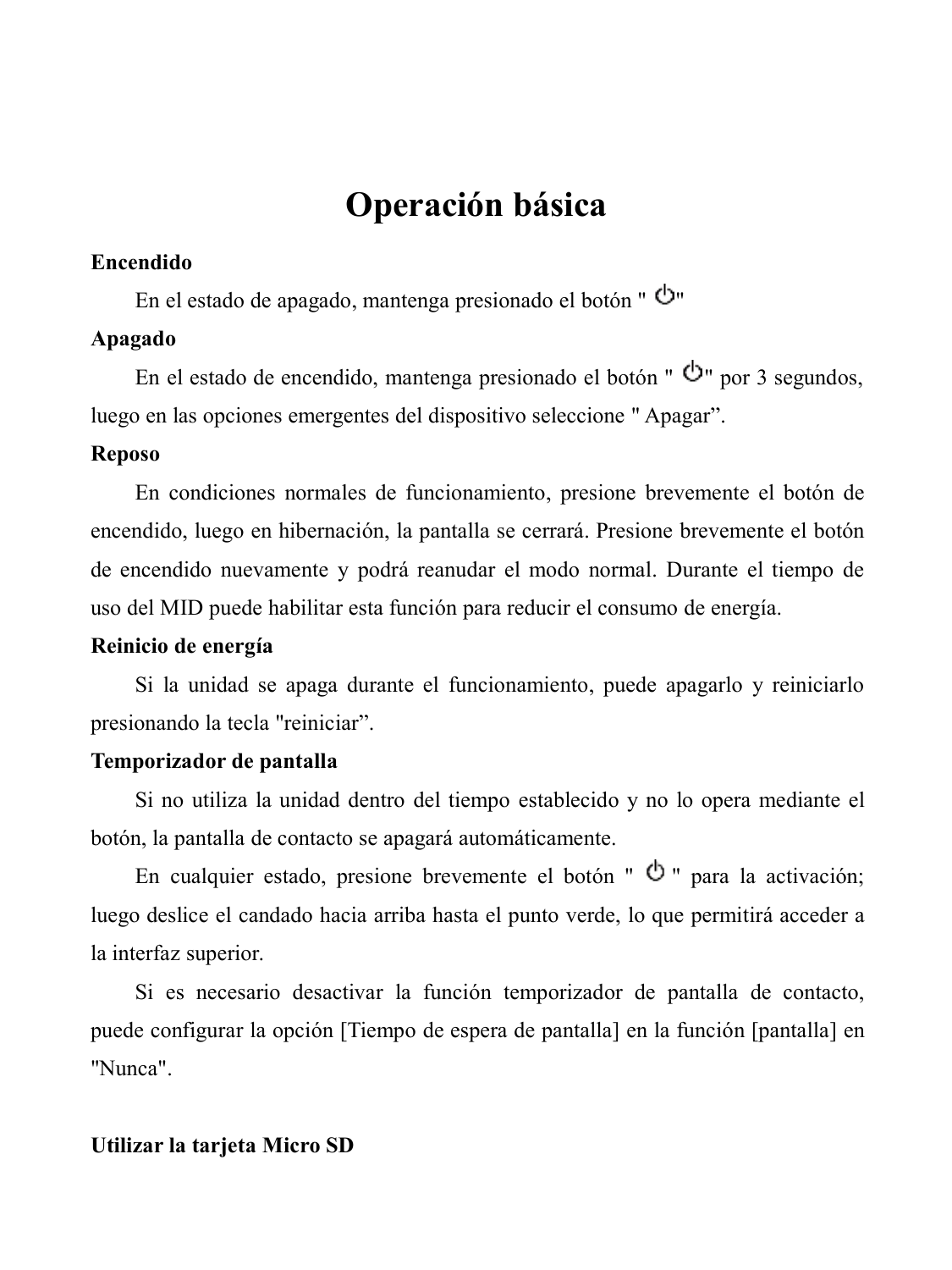# Operación básica

**Encendido**

En el estado de apagado, mantenga presionado el botón " ⏻"

**Apagado**

En el estado de encendido, mantenga presionado el botón " ⏻" por 3 segundos, luego en las opciones emergentes del dispositivo seleccione " Apagar”.

**Reposo**

En condiciones normales de funcionamiento, presione brevemente el botón de encendido, luego en hibernación, la pantalla se cerrará. Presione brevemente el botón de encendido nuevamente y podrá reanudar el modo normal. Durante el tiempo de uso del MID puede habilitar esta función para reducir el consumo de energía.

**Reinicio de energía**

Si la unidad se apaga durante el funcionamiento, puede apagarlo y reiniciarlo presionando la tecla "reiniciar”.

**Temporizador de pantalla**

Si no utiliza la unidad dentro del tiempo establecido y no lo opera mediante el botón, la pantalla de contacto se apagará automáticamente.

En cualquier estado, presione brevemente el botón " ⏻ " para la activación; luego deslice el candado hacia arriba hasta el punto verde, lo que permitirá acceder a la interfaz superior.

Si es necesario desactivar la función temporizador de pantalla de contacto, puede configurar la opción [Tiempo de espera de pantalla] en la función [pantalla] en "Nunca".

**Utilizar la tarjeta Micro SD**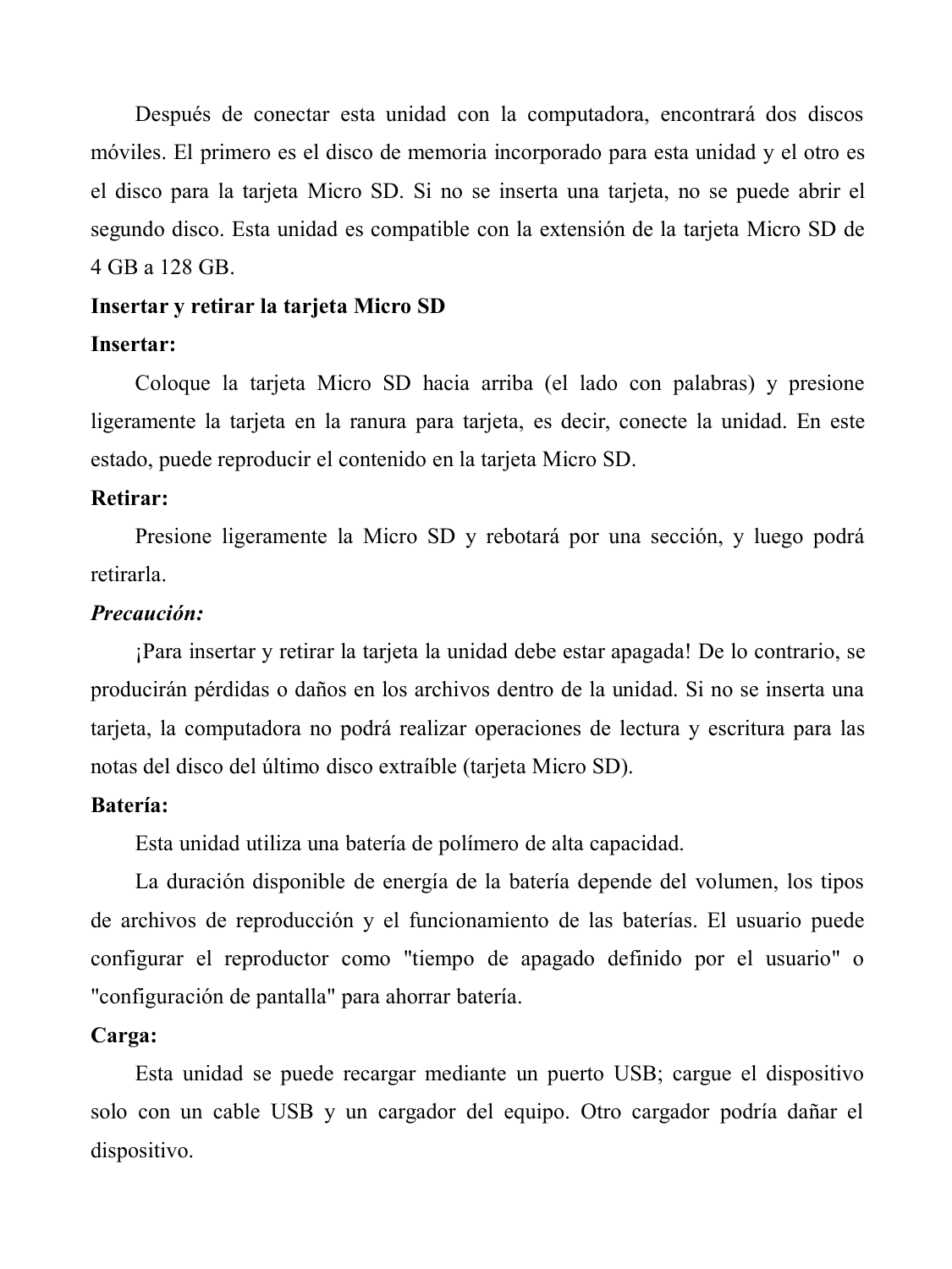Después de conectar esta unidad con la computadora, encontrará dos discos móviles. El primero es el disco de memoria incorporado para esta unidad y el otro es el disco para la tarjeta Micro SD. Si no se inserta una tarjeta, no se puede abrir el segundo disco. Esta unidad es compatible con la extensión de la tarjeta Micro SD de 4 GB a 128 GB.

**Insertar y retirar la tarjeta Micro SD**

**Insertar:**

Coloque la tarjeta Micro SD hacia arriba (el lado con palabras) y presione ligeramente la tarjeta en la ranura para tarjeta, es decir, conecte la unidad. En este estado, puede reproducir el contenido en la tarjeta Micro SD.

**Retirar:**

Presione ligeramente la Micro SD y rebotará por una sección, y luego podrá retirarla.

***Precaución:***

¡Para insertar y retirar la tarjeta la unidad debe estar apagada! De lo contrario, se producirán pérdidas o daños en los archivos dentro de la unidad. Si no se inserta una tarjeta, la computadora no podrá realizar operaciones de lectura y escritura para las notas del disco del último disco extraíble (tarjeta Micro SD).

**Batería:**

Esta unidad utiliza una batería de polímero de alta capacidad.

La duración disponible de energía de la batería depende del volumen, los tipos de archivos de reproducción y el funcionamiento de las baterías. El usuario puede configurar el reproductor como "tiempo de apagado definido por el usuario" o "configuración de pantalla" para ahorrar batería.

**Carga:**

Esta unidad se puede recargar mediante un puerto USB; cargue el dispositivo solo con un cable USB y un cargador del equipo. Otro cargador podría dañar el dispositivo.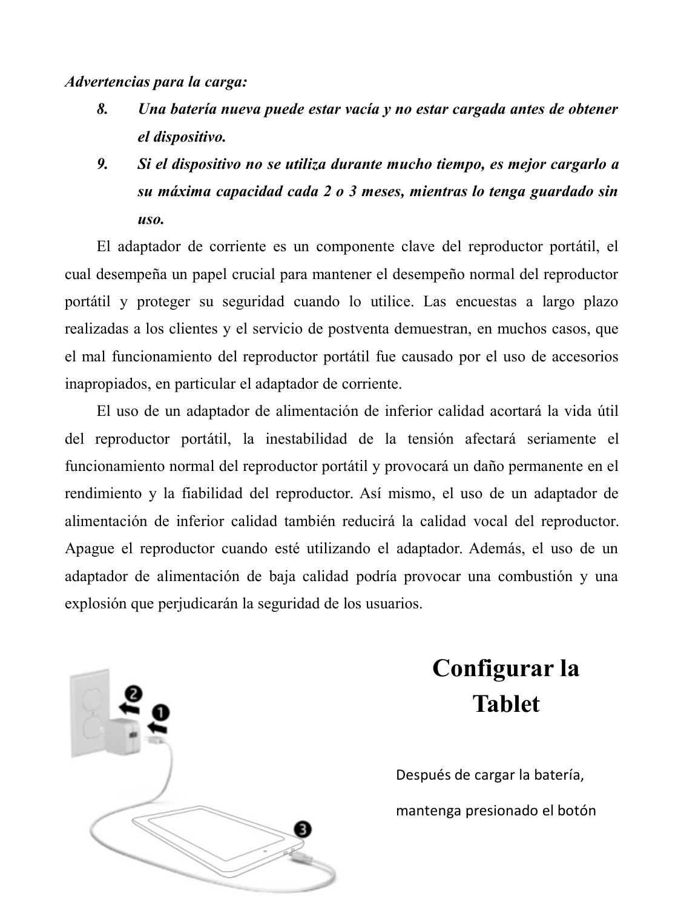*Advertencias para la carga:*

8. ***Una batería nueva puede estar vacía y no estar cargada antes de obtener el dispositivo.***
9. ***Si el dispositivo no se utiliza durante mucho tiempo, es mejor cargarlo a su máxima capacidad cada 2 o 3 meses, mientras lo tenga guardado sin uso.***

El adaptador de corriente es un componente clave del reproductor portátil, el cual desempeña un papel crucial para mantener el desempeño normal del reproductor portátil y proteger su seguridad cuando lo utilice. Las encuestas a largo plazo realizadas a los clientes y el servicio de postventa demuestran, en muchos casos, que el mal funcionamiento del reproductor portátil fue causado por el uso de accesorios inapropiados, en particular el adaptador de corriente.

El uso de un adaptador de alimentación de inferior calidad acortará la vida útil del reproductor portátil, la inestabilidad de la tensión afectará seriamente el funcionamiento normal del reproductor portátil y provocará un daño permanente en el rendimiento y la fiabilidad del reproductor. Así mismo, el uso de un adaptador de alimentación de inferior calidad también reducirá la calidad vocal del reproductor. Apague el reproductor cuando esté utilizando el adaptador. Además, el uso de un adaptador de alimentación de baja calidad podría provocar una combustión y una explosión que perjudicarán la seguridad de los usuarios.

# Configurar la Tablet

Después de cargar la batería, mantenga presionado el botón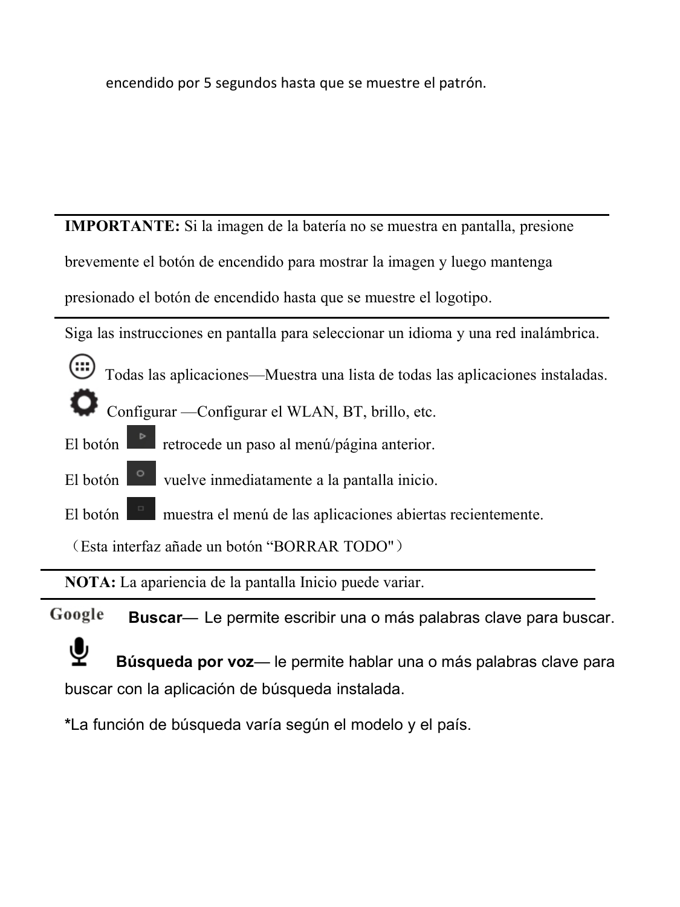encendido por 5 segundos hasta que se muestre el patrón.

---

**IMPORTANTE:** Si la imagen de la batería no se muestra en pantalla, presione brevemente el botón de encendido para mostrar la imagen y luego mantenga presionado el botón de encendido hasta que se muestre el logotipo.

---

Siga las instrucciones en pantalla para seleccionar un idioma y una red inalámbrica.

Todas las aplicaciones—Muestra una lista de todas las aplicaciones instaladas.

Configurar —Configurar el WLAN, BT, brillo, etc.

El botón retrocede un paso al menú/página anterior.

El botón vuelve inmediatamente a la pantalla inicio.

El botón muestra el menú de las aplicaciones abiertas recientemente.

（Esta interfaz añade un botón “BORRAR TODO"）

---

**NOTA:** La apariencia de la pantalla Inicio puede variar.

---

Google **Buscar**— Le permite escribir una o más palabras clave para buscar.

**Búsqueda por voz**— le permite hablar una o más palabras clave para buscar con la aplicación de búsqueda instalada.

***La función de búsqueda varía según el modelo y el país.**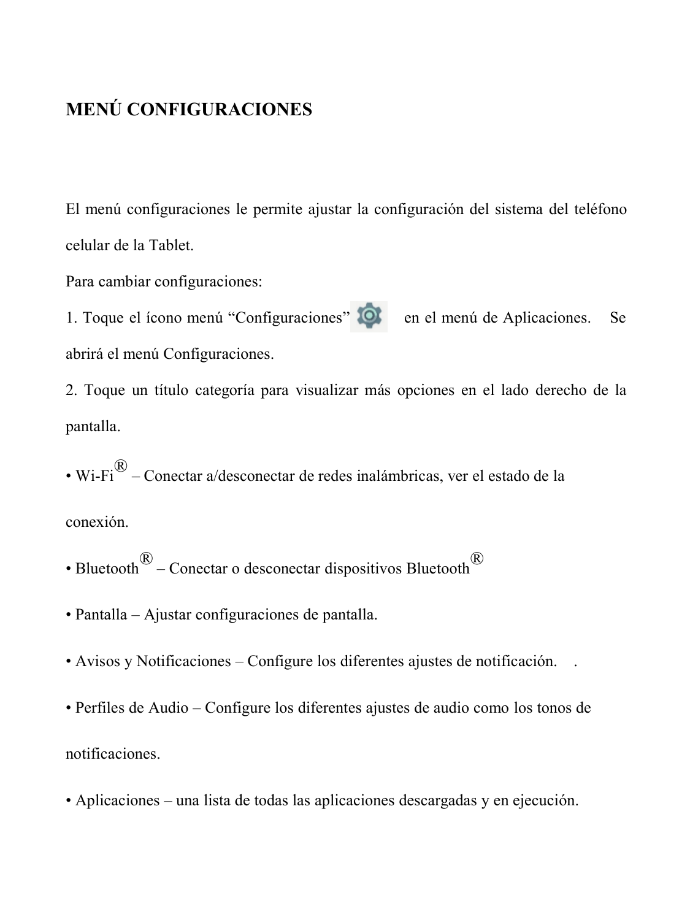# MENÚ CONFIGURACIONES

El menú configuraciones le permite ajustar la configuración del sistema del teléfono celular de la Tablet.

Para cambiar configuraciones:

1. Toque el ícono menú "Configuraciones" en el menú de Aplicaciones. Se abrirá el menú Configuraciones.
2. Toque un título categoría para visualizar más opciones en el lado derecho de la pantalla.

- Wi-Fi® – Conectar a/desconectar de redes inalámbricas, ver el estado de la conexión.
- Bluetooth® – Conectar o desconectar dispositivos Bluetooth®
- Pantalla – Ajustar configuraciones de pantalla.
- Avisos y Notificaciones – Configure los diferentes ajustes de notificación. .
- Perfiles de Audio – Configure los diferentes ajustes de audio como los tonos de notificaciones.
- Aplicaciones – una lista de todas las aplicaciones descargadas y en ejecución.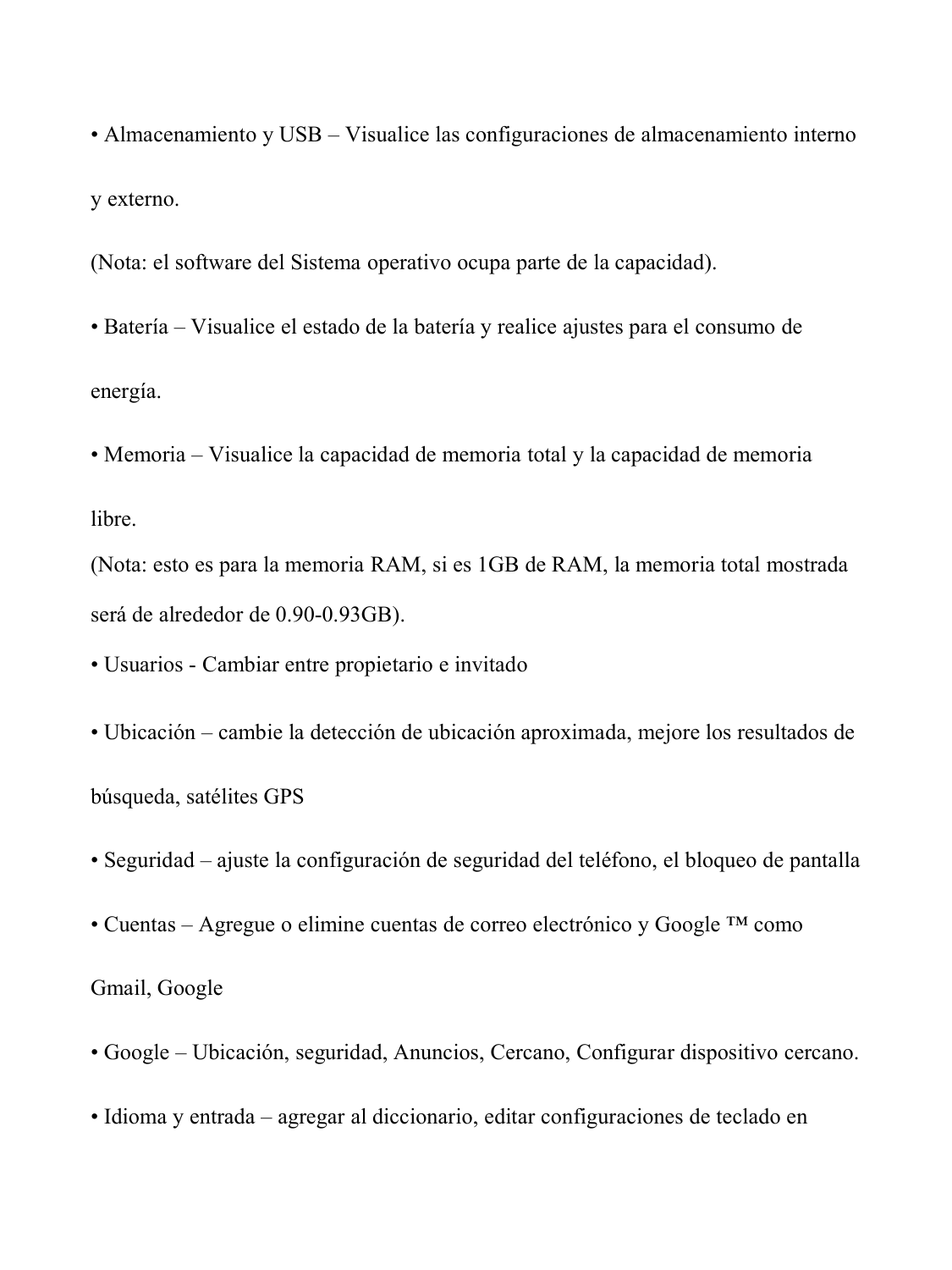- Almacenamiento y USB – Visualice las configuraciones de almacenamiento interno y externo.

(Nota: el software del Sistema operativo ocupa parte de la capacidad).

- Batería – Visualice el estado de la batería y realice ajustes para el consumo de energía.
- Memoria – Visualice la capacidad de memoria total y la capacidad de memoria libre.

(Nota: esto es para la memoria RAM, si es 1GB de RAM, la memoria total mostrada será de alrededor de 0.90-0.93GB).

- Usuarios - Cambiar entre propietario e invitado
- Ubicación – cambie la detección de ubicación aproximada, mejore los resultados de búsqueda, satélites GPS
- Seguridad – ajuste la configuración de seguridad del teléfono, el bloqueo de pantalla
- Cuentas – Agregue o elimine cuentas de correo electrónico y Google ™ como Gmail, Google
- Google – Ubicación, seguridad, Anuncios, Cercano, Configurar dispositivo cercano.
- Idioma y entrada – agregar al diccionario, editar configuraciones de teclado en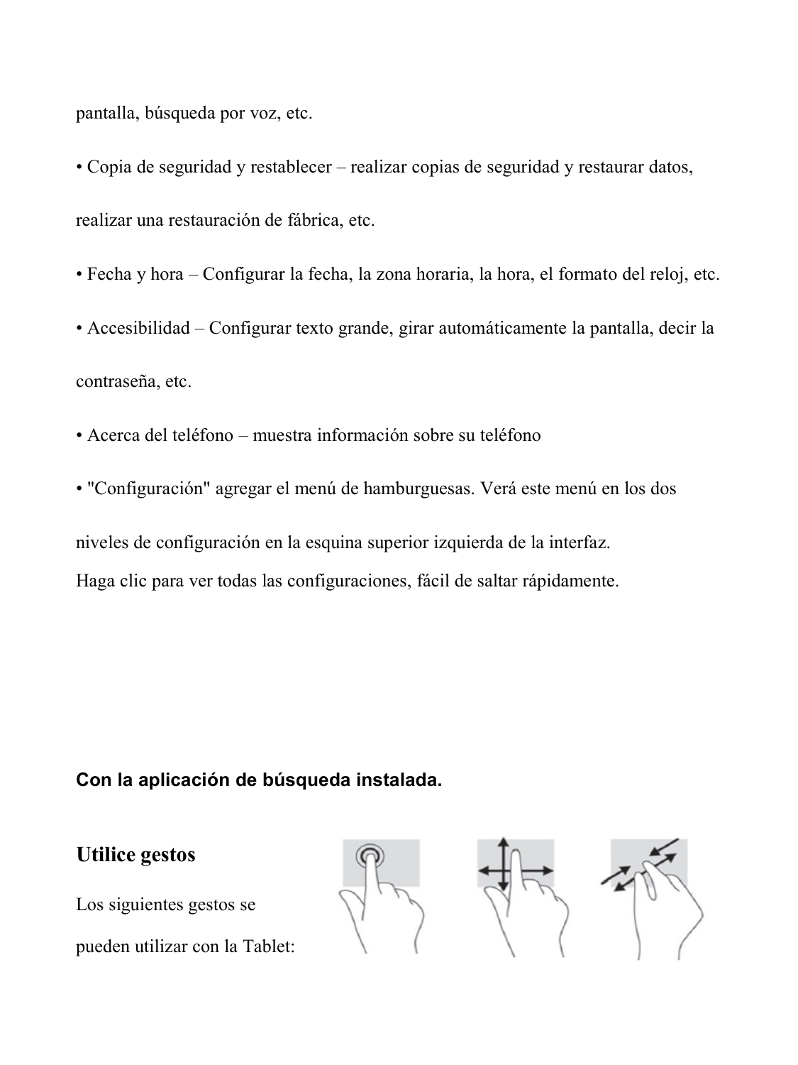pantalla, búsqueda por voz, etc.

- Copia de seguridad y restablecer – realizar copias de seguridad y restaurar datos, realizar una restauración de fábrica, etc.
- Fecha y hora – Configurar la fecha, la zona horaria, la hora, el formato del reloj, etc.
- Accesibilidad – Configurar texto grande, girar automáticamente la pantalla, decir la contraseña, etc.
- Acerca del teléfono – muestra información sobre su teléfono
- "Configuración" agregar el menú de hamburguesas. Verá este menú en los dos niveles de configuración en la esquina superior izquierda de la interfaz. Haga clic para ver todas las configuraciones, fácil de saltar rápidamente.

**Con la aplicación de búsqueda instalada.**

## Utilice gestos

Los siguientes gestos se pueden utilizar con la Tablet: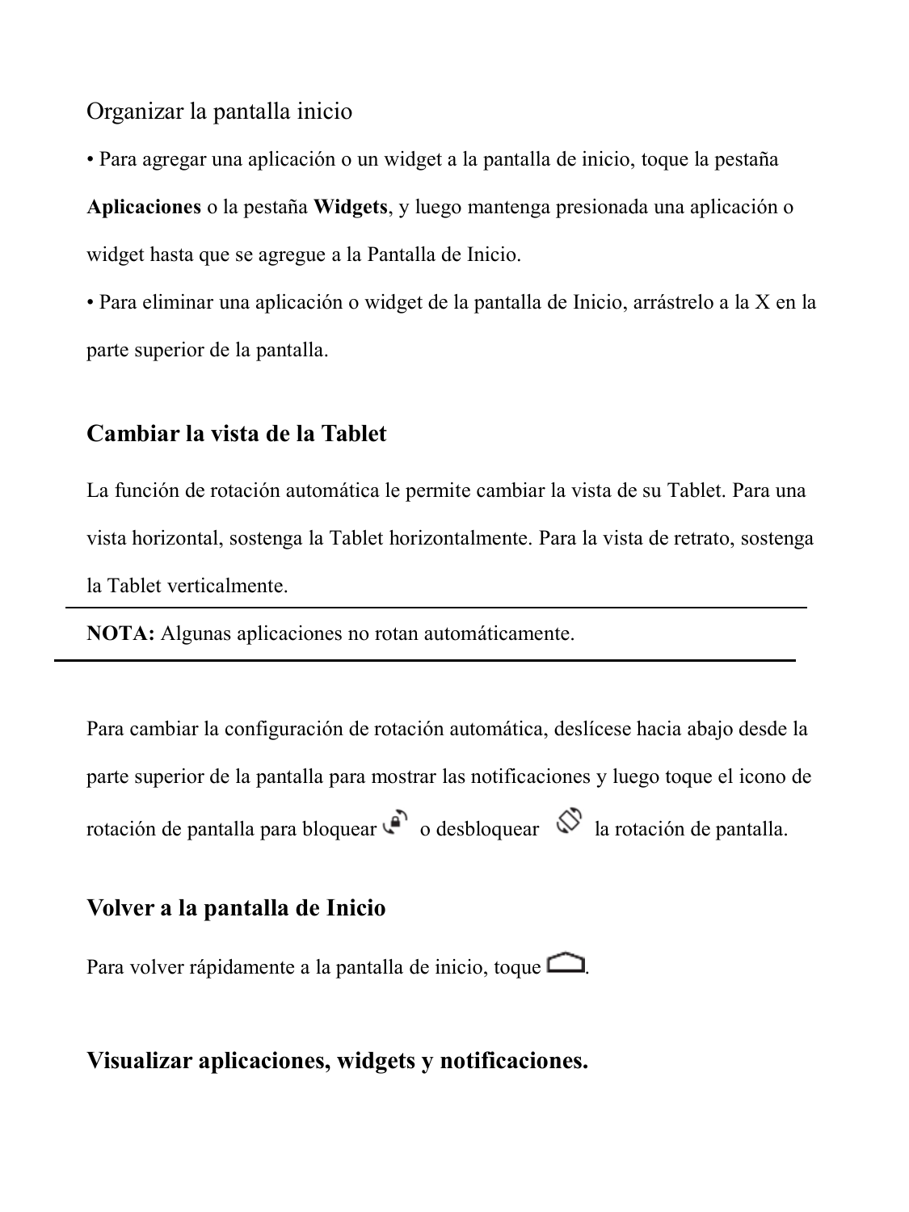Organizar la pantalla inicio

• Para agregar una aplicación o un widget a la pantalla de inicio, toque la pestaña **Aplicaciones** o la pestaña **Widgets**, y luego mantenga presionada una aplicación o widget hasta que se agregue a la Pantalla de Inicio.

• Para eliminar una aplicación o widget de la pantalla de Inicio, arrástrelo a la X en la parte superior de la pantalla.

## Cambiar la vista de la Tablet

La función de rotación automática le permite cambiar la vista de su Tablet. Para una vista horizontal, sostenga la Tablet horizontalmente. Para la vista de retrato, sostenga la Tablet verticalmente.

---

**NOTA:** Algunas aplicaciones no rotan automáticamente.

---

Para cambiar la configuración de rotación automática, deslícese hacia abajo desde la parte superior de la pantalla para mostrar las notificaciones y luego toque el icono de rotación de pantalla para bloquear o desbloquear la rotación de pantalla.

## Volver a la pantalla de Inicio

Para volver rápidamente a la pantalla de inicio, toque .

## Visualizar aplicaciones, widgets y notificaciones.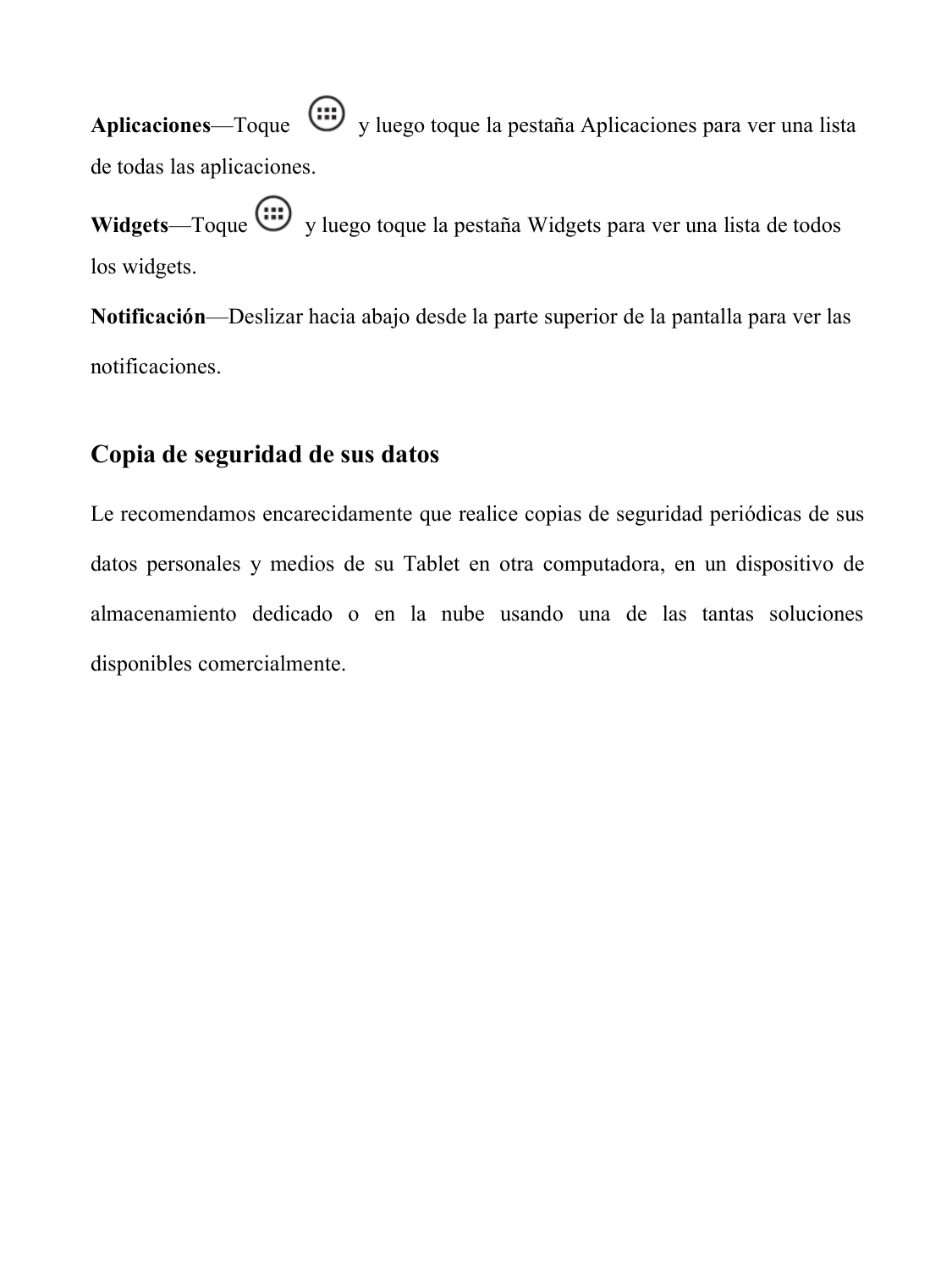**Aplicaciones**—Toque y luego toque la pestaña Aplicaciones para ver una lista de todas las aplicaciones.

**Widgets**—Toque y luego toque la pestaña Widgets para ver una lista de todos los widgets.

**Notificación**—Deslizar hacia abajo desde la parte superior de la pantalla para ver las notificaciones.

## Copia de seguridad de sus datos

Le recomendamos encarecidamente que realice copias de seguridad periódicas de sus datos personales y medios de su Tablet en otra computadora, en un dispositivo de almacenamiento dedicado o en la nube usando una de las tantas soluciones disponibles comercialmente.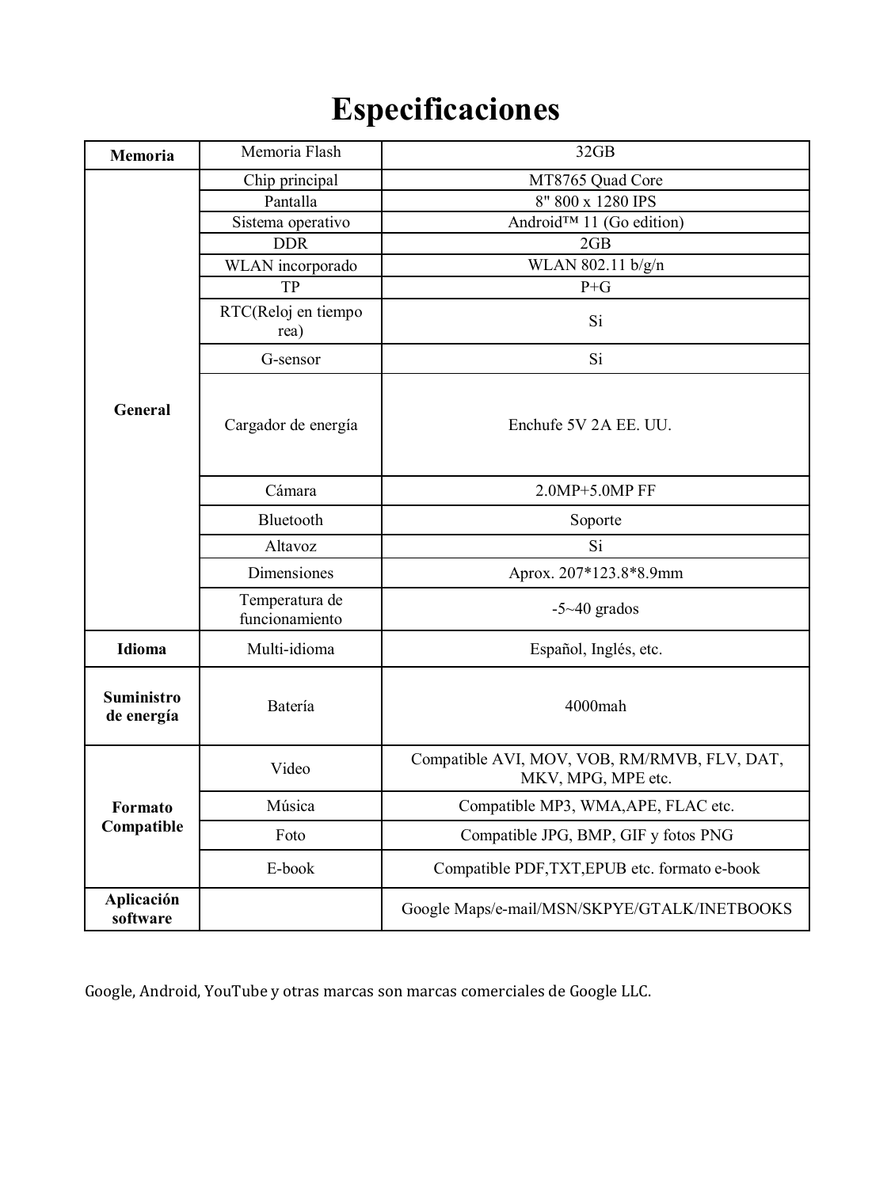# Especificaciones

| Memoria | Memoria Flash | 32GB |
|---|---|---|
| General | Chip principal | MT8765 Quad Core |
| | Pantalla | 8" 800 x 1280 IPS |
| | Sistema operativo | Android™ 11 (Go edition) |
| | DDR | 2GB |
| | WLAN incorporado | WLAN 802.11 b/g/n |
| | TP | P+G |
| | RTC(Reloj en tiempo rea) | Si |
| | G-sensor | Si |
| | Cargador de energía | Enchufe 5V 2A EE. UU. |
| | Cámara | 2.0MP+5.0MP FF |
| | Bluetooth | Soporte |
| | Altavoz | Si |
| | Dimensiones | Aprox. 207*123.8*8.9mm |
| | Temperatura de funcionamiento | -5~40 grados |
| Idioma | Multi-idioma | Español, Inglés, etc. |
| Suministro de energía | Batería | 4000mah |
| Formato Compatible | Video | Compatible AVI, MOV, VOB, RM/RMVB, FLV, DAT, MKV, MPG, MPE etc. |
| | Música | Compatible MP3, WMA,APE, FLAC etc. |
| | Foto | Compatible JPG, BMP, GIF y fotos PNG |
| | E-book | Compatible PDF,TXT,EPUB etc. formato e-book |
| Aplicación software | | Google Maps/e-mail/MSN/SKPYE/GTALK/INETBOOKS |

Google, Android, YouTube y otras marcas son marcas comerciales de Google LLC.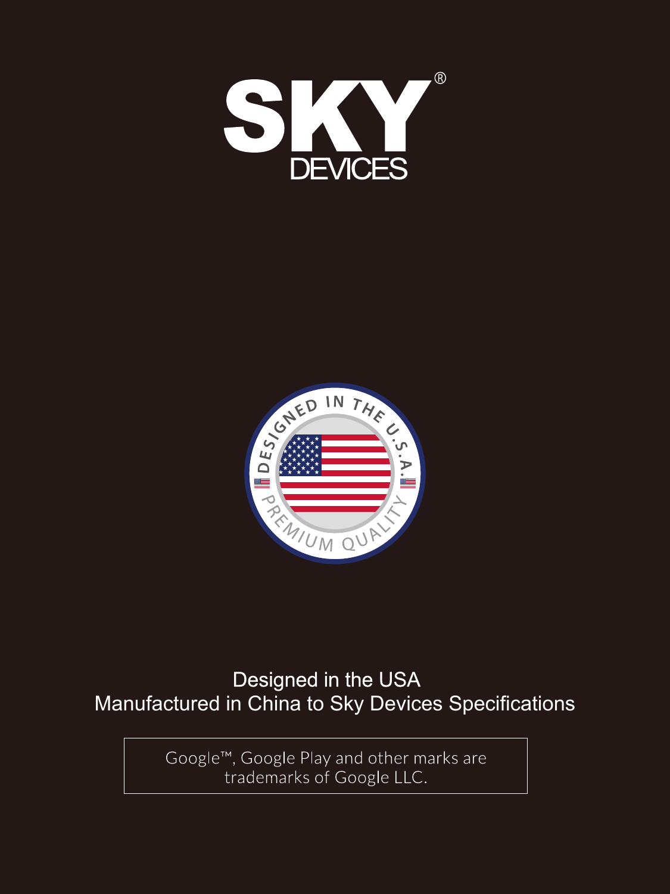SKY® DEVICES

DESIGNED IN THE U.S.A.
PREMIUM QUALITY

Designed in the USA
Manufactured in China to Sky Devices Specifications

Google™, Google Play and other marks are trademarks of Google LLC.